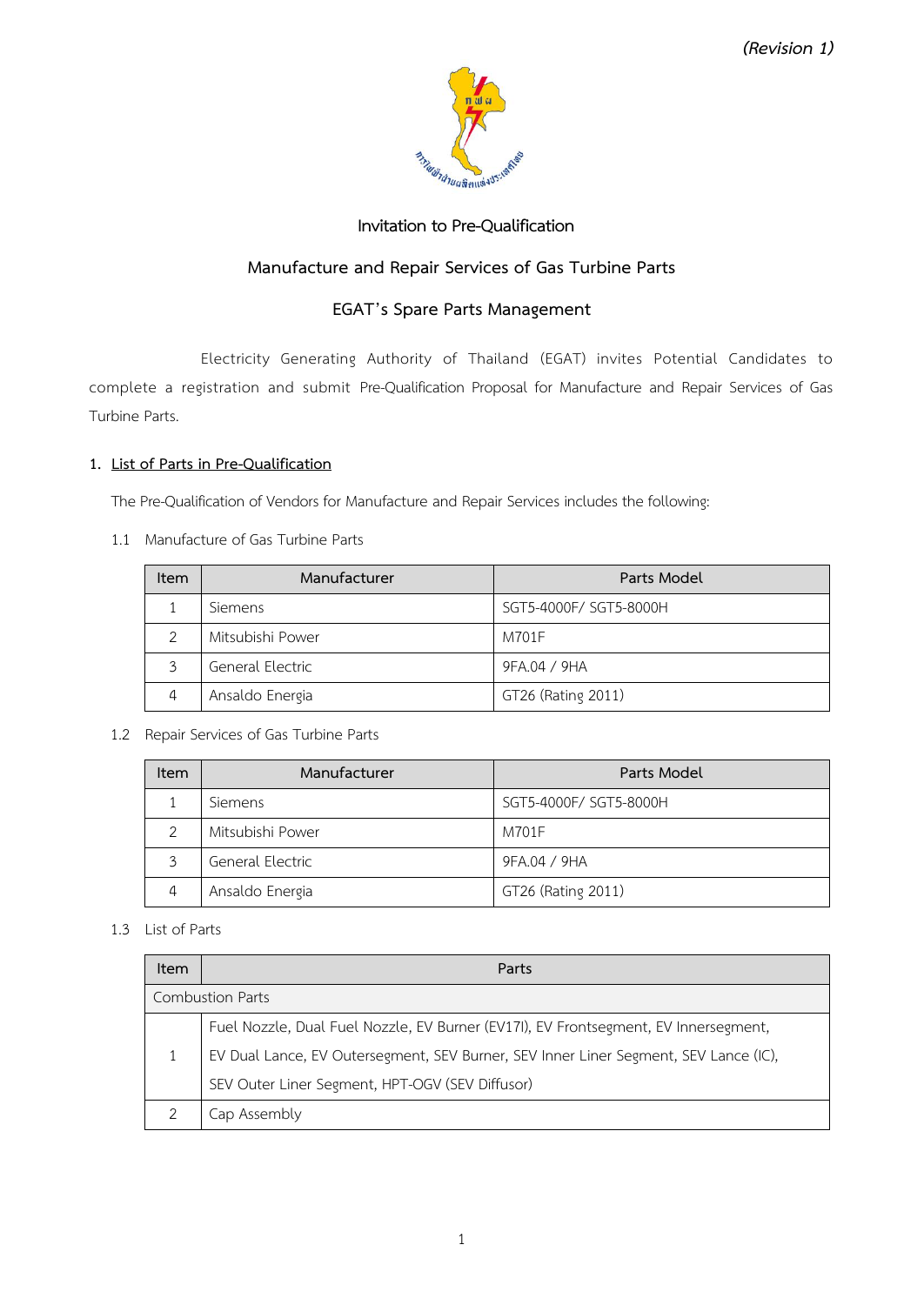*(Revision 1)*

# Invitation to Pre-Qualification

## Manufacture and Repair Services of Gas Turbine Parts

## EGAT's Spare Parts Management

Electricity Generating Authority of Thailand (EGAT) invites Potential Candidates to complete a registration and submit Pre-Qualification Proposal for Manufacture and Repair Services of Gas Turbine Parts.

### 1. List of Parts in Pre-Qualification

The Pre-Qualification of Vendors for Manufacture and Repair Services includes the following:

1.1 Manufacture of Gas Turbine Parts

| Item | Manufacturer | Parts Model |
|---|---|---|
| 1 | Siemens | SGT5-4000F/ SGT5-8000H |
| 2 | Mitsubishi Power | M701F |
| 3 | General Electric | 9FA.04 / 9HA |
| 4 | Ansaldo Energia | GT26 (Rating 2011) |

1.2 Repair Services of Gas Turbine Parts

| Item | Manufacturer | Parts Model |
|---|---|---|
| 1 | Siemens | SGT5-4000F/ SGT5-8000H |
| 2 | Mitsubishi Power | M701F |
| 3 | General Electric | 9FA.04 / 9HA |
| 4 | Ansaldo Energia | GT26 (Rating 2011) |

1.3 List of Parts

| Item | Parts |
|---|---|
| Combustion Parts | |
| 1 | Fuel Nozzle, Dual Fuel Nozzle, EV Burner (EV17I), EV Frontsegment, EV Innersegment, EV Dual Lance, EV Outersegment, SEV Burner, SEV Inner Liner Segment, SEV Lance (IC), SEV Outer Liner Segment, HPT-OGV (SEV Diffusor) |
| 2 | Cap Assembly |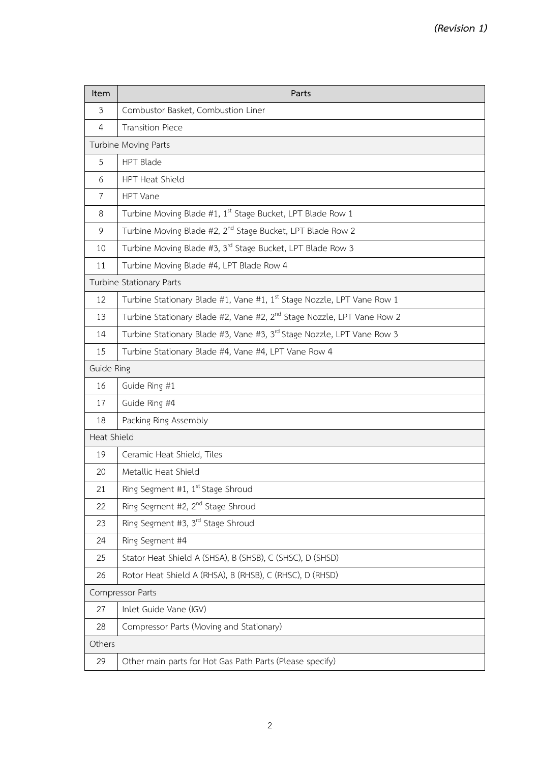*(Revision 1)*

| Item | Parts |
|---|---|
| 3 | Combustor Basket, Combustion Liner |
| 4 | Transition Piece |
| Turbine Moving Parts | |
| 5 | HPT Blade |
| 6 | HPT Heat Shield |
| 7 | HPT Vane |
| 8 | Turbine Moving Blade #1, 1st Stage Bucket, LPT Blade Row 1 |
| 9 | Turbine Moving Blade #2, 2nd Stage Bucket, LPT Blade Row 2 |
| 10 | Turbine Moving Blade #3, 3rd Stage Bucket, LPT Blade Row 3 |
| 11 | Turbine Moving Blade #4, LPT Blade Row 4 |
| Turbine Stationary Parts | |
| 12 | Turbine Stationary Blade #1, Vane #1, 1st Stage Nozzle, LPT Vane Row 1 |
| 13 | Turbine Stationary Blade #2, Vane #2, 2nd Stage Nozzle, LPT Vane Row 2 |
| 14 | Turbine Stationary Blade #3, Vane #3, 3rd Stage Nozzle, LPT Vane Row 3 |
| 15 | Turbine Stationary Blade #4, Vane #4, LPT Vane Row 4 |
| Guide Ring | |
| 16 | Guide Ring #1 |
| 17 | Guide Ring #4 |
| 18 | Packing Ring Assembly |
| Heat Shield | |
| 19 | Ceramic Heat Shield, Tiles |
| 20 | Metallic Heat Shield |
| 21 | Ring Segment #1, 1st Stage Shroud |
| 22 | Ring Segment #2, 2nd Stage Shroud |
| 23 | Ring Segment #3, 3rd Stage Shroud |
| 24 | Ring Segment #4 |
| 25 | Stator Heat Shield A (SHSA), B (SHSB), C (SHSC), D (SHSD) |
| 26 | Rotor Heat Shield A (RHSA), B (RHSB), C (RHSC), D (RHSD) |
| Compressor Parts | |
| 27 | Inlet Guide Vane (IGV) |
| 28 | Compressor Parts (Moving and Stationary) |
| Others | |
| 29 | Other main parts for Hot Gas Path Parts (Please specify) |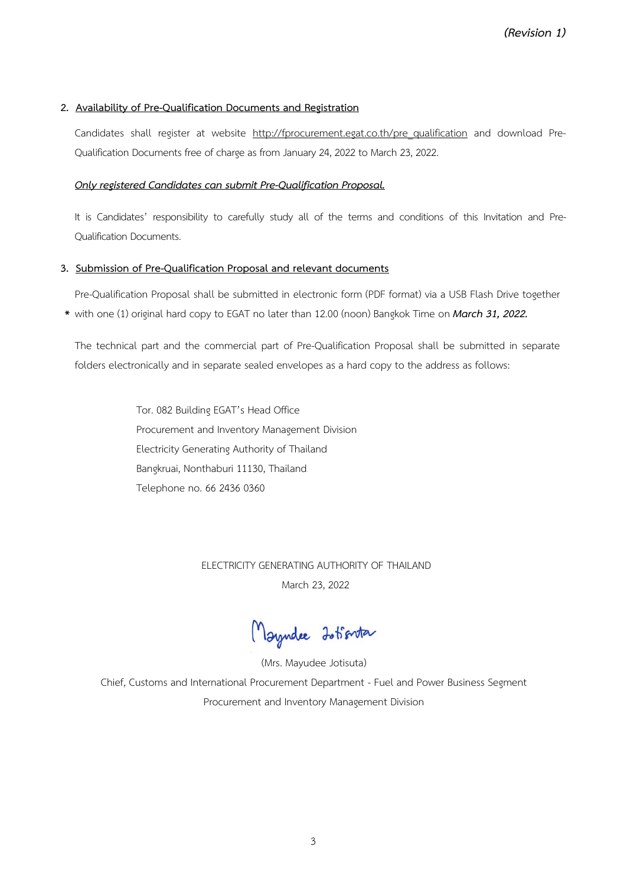***(Revision 1)***

**2. Availability of Pre-Qualification Documents and Registration**

Candidates shall register at website http://fprocurement.egat.co.th/pre_qualification and download Pre-Qualification Documents free of charge as from January 24, 2022 to March 23, 2022.

***Only registered Candidates can submit Pre-Qualification Proposal.***

It is Candidates' responsibility to carefully study all of the terms and conditions of this Invitation and Pre-Qualification Documents.

**3. Submission of Pre-Qualification Proposal and relevant documents**

Pre-Qualification Proposal shall be submitted in electronic form (PDF format) via a USB Flash Drive together

\* with one (1) original hard copy to EGAT no later than 12.00 (noon) Bangkok Time on ***March 31, 2022.***

The technical part and the commercial part of Pre-Qualification Proposal shall be submitted in separate folders electronically and in separate sealed envelopes as a hard copy to the address as follows:

Tor. 082 Building EGAT's Head Office
Procurement and Inventory Management Division
Electricity Generating Authority of Thailand
Bangkruai, Nonthaburi 11130, Thailand
Telephone no. 66 2436 0360

ELECTRICITY GENERATING AUTHORITY OF THAILAND
March 23, 2022

Mayudee Jotisuta

(Mrs. Mayudee Jotisuta)
Chief, Customs and International Procurement Department - Fuel and Power Business Segment
Procurement and Inventory Management Division